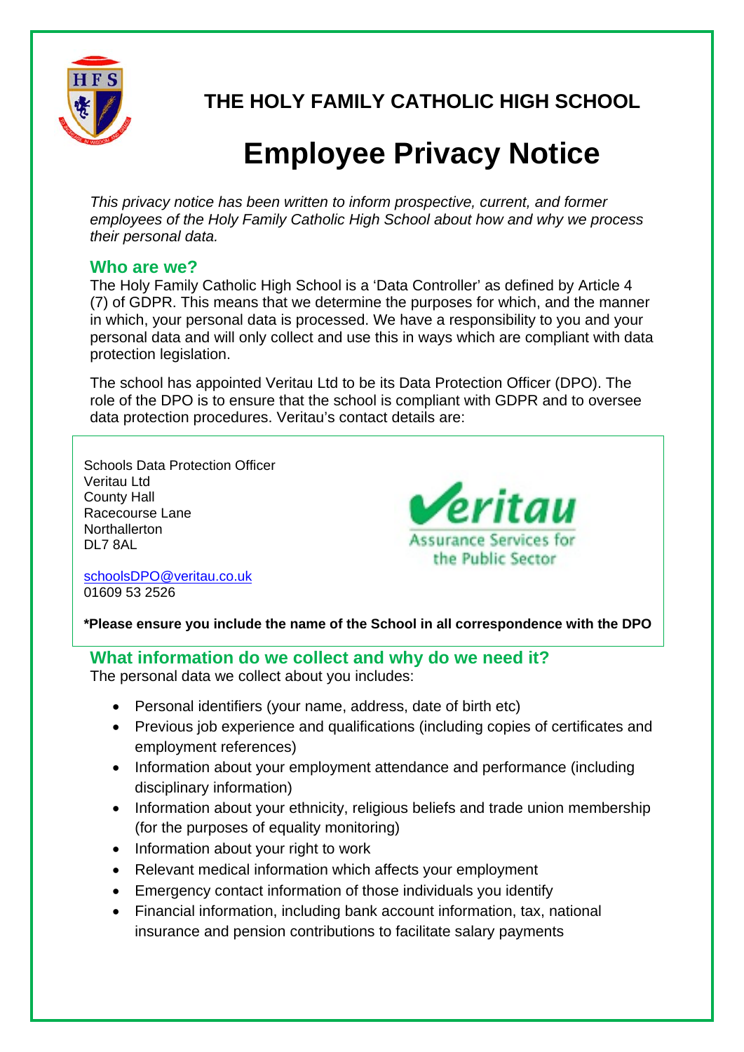# THE HOLY FAMILY CATHOLIC HIGH SCHOOL

# Employee Privacy Notice

*This privacy notice has been written to inform prospective, current, and former employees of the Holy Family Catholic High School about how and why we process their personal data.*

## Who are we?

The Holy Family Catholic High School is a 'Data Controller' as defined by Article 4 (7) of GDPR. This means that we determine the purposes for which, and the manner in which, your personal data is processed. We have a responsibility to you and your personal data and will only collect and use this in ways which are compliant with data protection legislation.

The school has appointed Veritau Ltd to be its Data Protection Officer (DPO). The role of the DPO is to ensure that the school is compliant with GDPR and to oversee data protection procedures. Veritau's contact details are:

Schools Data Protection Officer
Veritau Ltd
County Hall
Racecourse Lane
Northallerton
DL7 8AL

schoolsDPO@veritau.co.uk
01609 53 2526

**\*Please ensure you include the name of the School in all correspondence with the DPO**

## What information do we collect and why do we need it?

The personal data we collect about you includes:

- Personal identifiers (your name, address, date of birth etc)
- Previous job experience and qualifications (including copies of certificates and employment references)
- Information about your employment attendance and performance (including disciplinary information)
- Information about your ethnicity, religious beliefs and trade union membership (for the purposes of equality monitoring)
- Information about your right to work
- Relevant medical information which affects your employment
- Emergency contact information of those individuals you identify
- Financial information, including bank account information, tax, national insurance and pension contributions to facilitate salary payments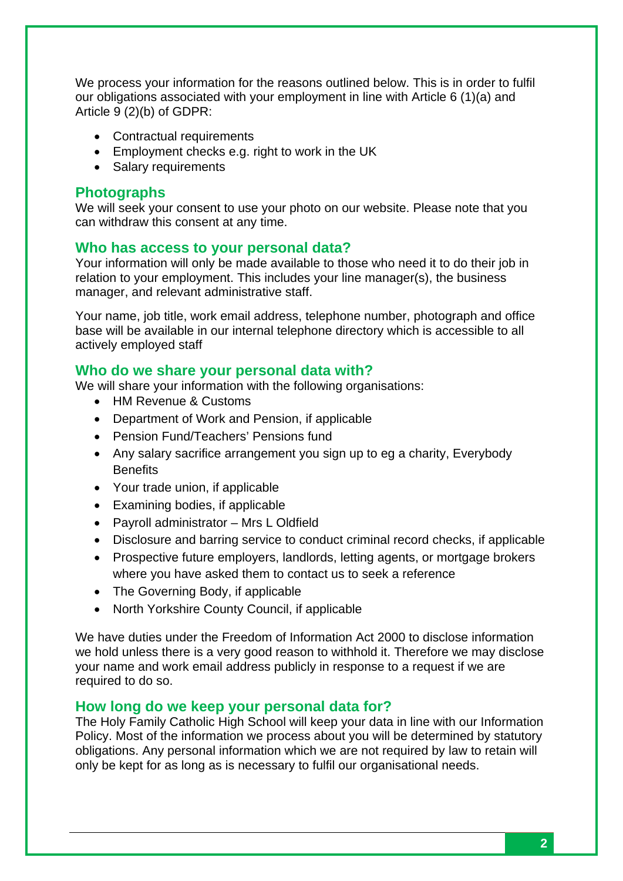We process your information for the reasons outlined below. This is in order to fulfil our obligations associated with your employment in line with Article 6 (1)(a) and Article 9 (2)(b) of GDPR:

- Contractual requirements
- Employment checks e.g. right to work in the UK
- Salary requirements

## Photographs

We will seek your consent to use your photo on our website. Please note that you can withdraw this consent at any time.

## Who has access to your personal data?

Your information will only be made available to those who need it to do their job in relation to your employment. This includes your line manager(s), the business manager, and relevant administrative staff.

Your name, job title, work email address, telephone number, photograph and office base will be available in our internal telephone directory which is accessible to all actively employed staff

## Who do we share your personal data with?

We will share your information with the following organisations:

- HM Revenue & Customs
- Department of Work and Pension, if applicable
- Pension Fund/Teachers' Pensions fund
- Any salary sacrifice arrangement you sign up to eg a charity, Everybody Benefits
- Your trade union, if applicable
- Examining bodies, if applicable
- Payroll administrator – Mrs L Oldfield
- Disclosure and barring service to conduct criminal record checks, if applicable
- Prospective future employers, landlords, letting agents, or mortgage brokers where you have asked them to contact us to seek a reference
- The Governing Body, if applicable
- North Yorkshire County Council, if applicable

We have duties under the Freedom of Information Act 2000 to disclose information we hold unless there is a very good reason to withhold it. Therefore we may disclose your name and work email address publicly in response to a request if we are required to do so.

## How long do we keep your personal data for?

The Holy Family Catholic High School will keep your data in line with our Information Policy. Most of the information we process about you will be determined by statutory obligations. Any personal information which we are not required by law to retain will only be kept for as long as is necessary to fulfil our organisational needs.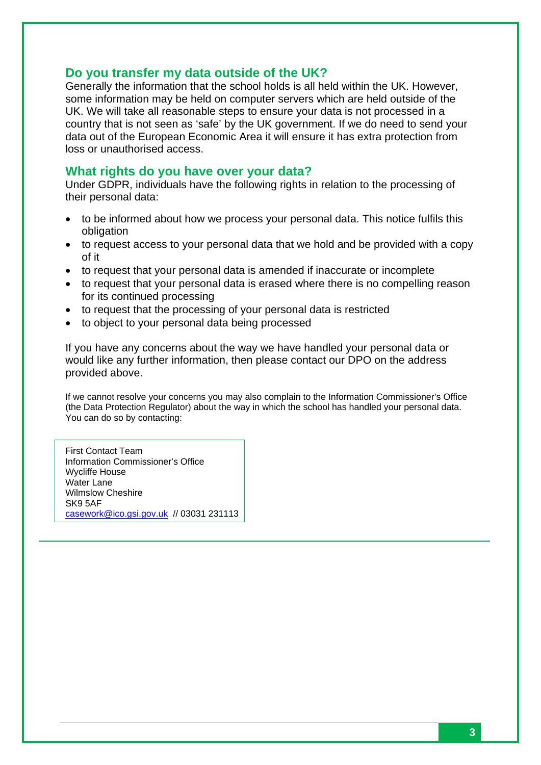## Do you transfer my data outside of the UK?

Generally the information that the school holds is all held within the UK. However, some information may be held on computer servers which are held outside of the UK. We will take all reasonable steps to ensure your data is not processed in a country that is not seen as 'safe' by the UK government. If we do need to send your data out of the European Economic Area it will ensure it has extra protection from loss or unauthorised access.

## What rights do you have over your data?

Under GDPR, individuals have the following rights in relation to the processing of their personal data:

- to be informed about how we process your personal data. This notice fulfils this obligation
- to request access to your personal data that we hold and be provided with a copy of it
- to request that your personal data is amended if inaccurate or incomplete
- to request that your personal data is erased where there is no compelling reason for its continued processing
- to request that the processing of your personal data is restricted
- to object to your personal data being processed

If you have any concerns about the way we have handled your personal data or would like any further information, then please contact our DPO on the address provided above.

If we cannot resolve your concerns you may also complain to the Information Commissioner's Office (the Data Protection Regulator) about the way in which the school has handled your personal data. You can do so by contacting:

First Contact Team
Information Commissioner's Office
Wycliffe House
Water Lane
Wilmslow Cheshire
SK9 5AF
casework@ico.gsi.gov.uk // 03031 231113